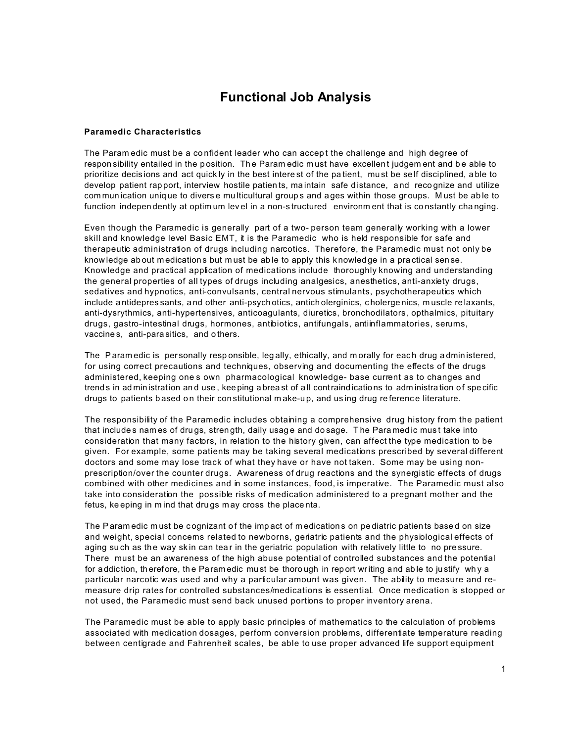# Functional Job Analysis

**Paramedic Characteristics**

The Paramedic must be a confident leader who can accept the challenge and high degree of responsibility entailed in the position. The Paramedic must have excellent judgement and be able to prioritize decisions and act quickly in the best interest of the patient, must be self disciplined, able to develop patient rapport, interview hostile patients, maintain safe distance, and recognize and utilize communication unique to diverse multicultural groups and ages within those groups. Must be able to function independently at optimum level in a non-structured environment that is constantly changing.

Even though the Paramedic is generally part of a two- person team generally working with a lower skill and knowledge level Basic EMT, it is the Paramedic who is held responsible for safe and therapeutic administration of drugs including narcotics. Therefore, the Paramedic must not only be knowledge about medications but must be able to apply this knowledge in a practical sense. Knowledge and practical application of medications include thoroughly knowing and understanding the general properties of all types of drugs including analgesics, anesthetics, anti-anxiety drugs, sedatives and hypnotics, anti-convulsants, central nervous stimulants, psychotherapeutics which include antidepressants, and other anti-psychotics, anticholerginics, cholergenics, muscle relaxants, anti-dysrythmics, anti-hypertensives, anticoagulants, diuretics, bronchodilators, opthalmics, pituitary drugs, gastro-intestinal drugs, hormones, antibiotics, antifungals, antiinflammatories, serums, vaccines, anti-parasitics, and others.

The Paramedic is personally responsible, legally, ethically, and morally for each drug administered, for using correct precautions and techniques, observing and documenting the effects of the drugs administered, keeping one s own pharmacological knowledge- base current as to changes and trends in administration and use, keeping abreast of all contraindications to administration of specific drugs to patients based on their constitutional make-up, and using drug reference literature.

The responsibility of the Paramedic includes obtaining a comprehensive drug history from the patient that includes names of drugs, strength, daily usage and dosage. The Paramedic must take into consideration that many factors, in relation to the history given, can affect the type medication to be given. For example, some patients may be taking several medications prescribed by several different doctors and some may lose track of what they have or have not taken. Some may be using non-prescription/over the counter drugs. Awareness of drug reactions and the synergistic effects of drugs combined with other medicines and in some instances, food, is imperative. The Paramedic must also take into consideration the possible risks of medication administered to a pregnant mother and the fetus, keeping in mind that drugs may cross the placenta.

The Paramedic must be cognizant of the impact of medications on pediatric patients based on size and weight, special concerns related to newborns, geriatric patients and the physiological effects of aging such as the way skin can tear in the geriatric population with relatively little to no pressure. There must be an awareness of the high abuse potential of controlled substances and the potential for addiction, therefore, the Paramedic must be thorough in report writing and able to justify why a particular narcotic was used and why a particular amount was given. The ability to measure and re-measure drip rates for controlled substances/medications is essential. Once medication is stopped or not used, the Paramedic must send back unused portions to proper inventory arena.

The Paramedic must be able to apply basic principles of mathematics to the calculation of problems associated with medication dosages, perform conversion problems, differentiate temperature reading between centigrade and Fahrenheit scales, be able to use proper advanced life support equipment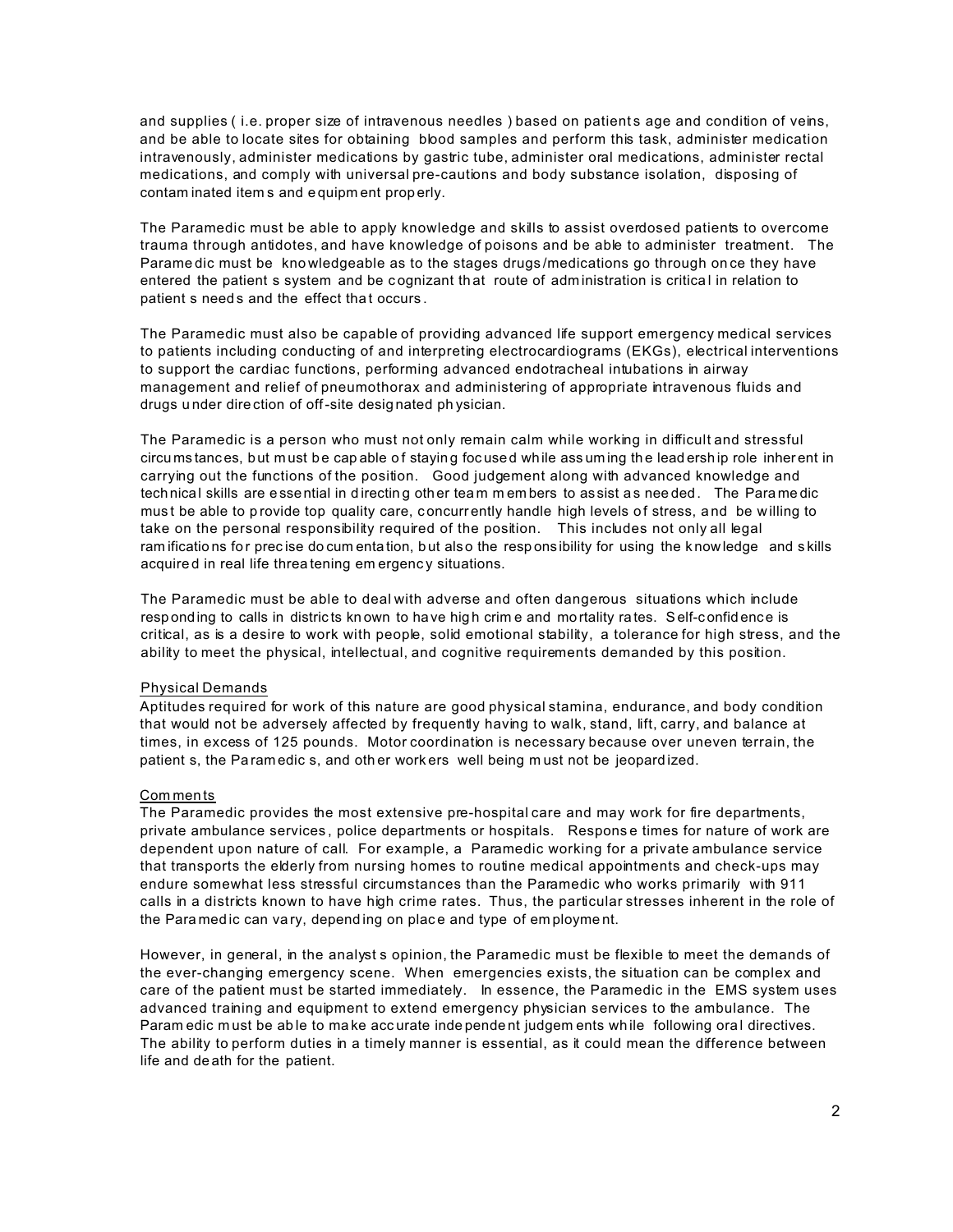and supplies ( i.e. proper size of intravenous needles ) based on patients age and condition of veins, and be able to locate sites for obtaining blood samples and perform this task, administer medication intravenously, administer medications by gastric tube, administer oral medications, administer rectal medications, and comply with universal pre-cautions and body substance isolation, disposing of contaminated items and equipment properly.

The Paramedic must be able to apply knowledge and skills to assist overdosed patients to overcome trauma through antidotes, and have knowledge of poisons and be able to administer treatment. The Paramedic must be knowledgeable as to the stages drugs/medications go through once they have entered the patient s system and be cognizant that route of administration is critical in relation to patient s needs and the effect that occurs.

The Paramedic must also be capable of providing advanced life support emergency medical services to patients including conducting of and interpreting electrocardiograms (EKGs), electrical interventions to support the cardiac functions, performing advanced endotracheal intubations in airway management and relief of pneumothorax and administering of appropriate intravenous fluids and drugs under direction of off-site designated physician.

The Paramedic is a person who must not only remain calm while working in difficult and stressful circumstances, but must be capable of staying focused while assuming the leadership role inherent in carrying out the functions of the position. Good judgement along with advanced knowledge and technical skills are essential in directing other team members to assist as needed. The Paramedic must be able to provide top quality care, concurrently handle high levels of stress, and be willing to take on the personal responsibility required of the position. This includes not only all legal ramifications for precise documentation, but also the responsibility for using the knowledge and skills acquired in real life threatening emergency situations.

The Paramedic must be able to deal with adverse and often dangerous situations which include responding to calls in districts known to have high crime and mortality rates. Self-confidence is critical, as is a desire to work with people, solid emotional stability, a tolerance for high stress, and the ability to meet the physical, intellectual, and cognitive requirements demanded by this position.

Physical Demands

Aptitudes required for work of this nature are good physical stamina, endurance, and body condition that would not be adversely affected by frequently having to walk, stand, lift, carry, and balance at times, in excess of 125 pounds. Motor coordination is necessary because over uneven terrain, the patient s, the Paramedic s, and other workers well being must not be jeopardized.

Comments

The Paramedic provides the most extensive pre-hospital care and may work for fire departments, private ambulance services, police departments or hospitals. Response times for nature of work are dependent upon nature of call. For example, a Paramedic working for a private ambulance service that transports the elderly from nursing homes to routine medical appointments and check-ups may endure somewhat less stressful circumstances than the Paramedic who works primarily with 911 calls in a districts known to have high crime rates. Thus, the particular stresses inherent in the role of the Paramedic can vary, depending on place and type of employment.

However, in general, in the analyst s opinion, the Paramedic must be flexible to meet the demands of the ever-changing emergency scene. When emergencies exists, the situation can be complex and care of the patient must be started immediately. In essence, the Paramedic in the EMS system uses advanced training and equipment to extend emergency physician services to the ambulance. The Paramedic must be able to make accurate independent judgements while following oral directives. The ability to perform duties in a timely manner is essential, as it could mean the difference between life and death for the patient.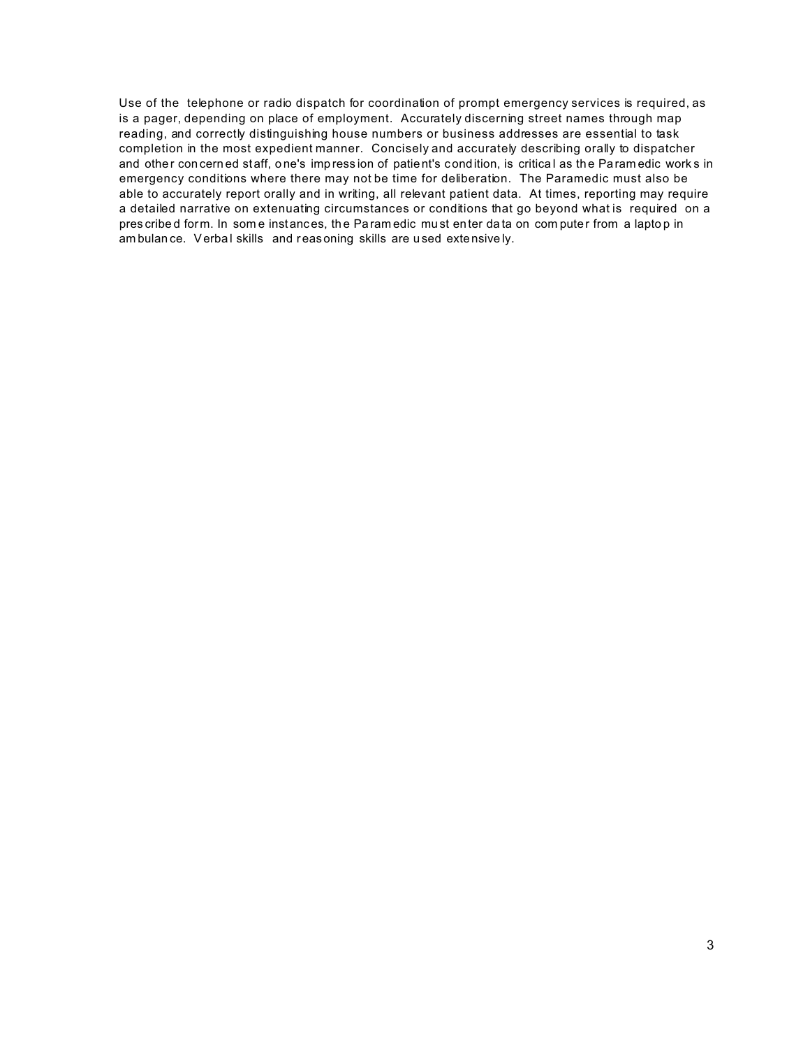Use of the telephone or radio dispatch for coordination of prompt emergency services is required, as is a pager, depending on place of employment. Accurately discerning street names through map reading, and correctly distinguishing house numbers or business addresses are essential to task completion in the most expedient manner. Concisely and accurately describing orally to dispatcher and other concerned staff, one's impression of patient's condition, is critical as the Paramedic works in emergency conditions where there may not be time for deliberation. The Paramedic must also be able to accurately report orally and in writing, all relevant patient data. At times, reporting may require a detailed narrative on extenuating circumstances or conditions that go beyond what is required on a prescribed form. In some instances, the Paramedic must enter data on computer from a laptop in ambulance. Verbal skills and reasoning skills are used extensively.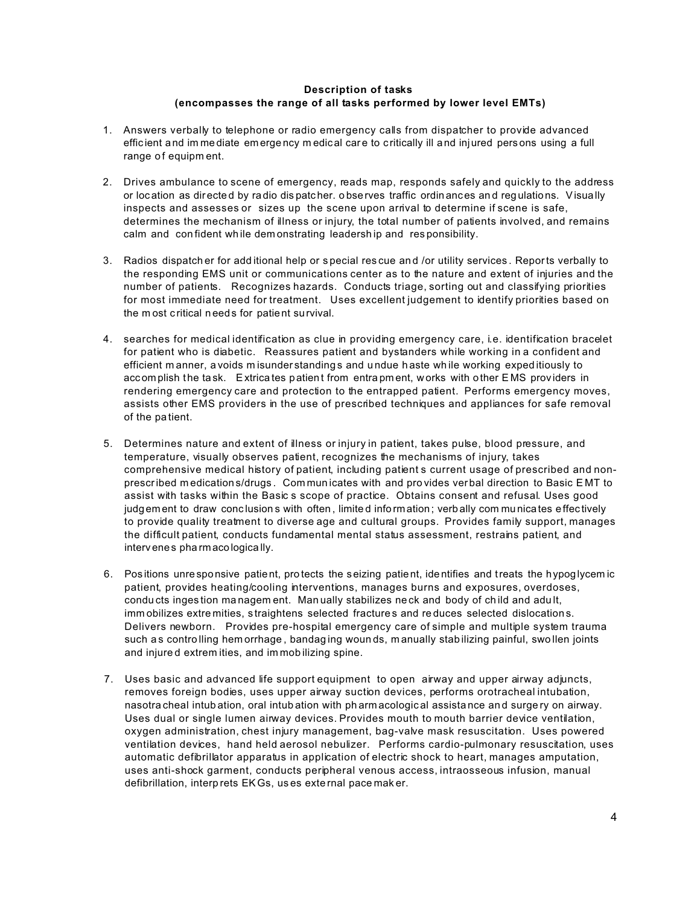**Description of tasks**
**(encompasses the range of all tasks performed by lower level EMTs)**

1. Answers verbally to telephone or radio emergency calls from dispatcher to provide advanced efficient and immediate emergency medical care to critically ill and injured persons using a full range of equipment.

2. Drives ambulance to scene of emergency, reads map, responds safely and quickly to the address or location as directed by radio dispatcher. observes traffic ordinances and regulations. Visually inspects and assesses or sizes up the scene upon arrival to determine if scene is safe, determines the mechanism of illness or injury, the total number of patients involved, and remains calm and confident while demonstrating leadership and responsibility.

3. Radios dispatcher for additional help or special rescue and /or utility services. Reports verbally to the responding EMS unit or communications center as to the nature and extent of injuries and the number of patients. Recognizes hazards. Conducts triage, sorting out and classifying priorities for most immediate need for treatment. Uses excellent judgement to identify priorities based on the most critical needs for patient survival.

4. searches for medical identification as clue in providing emergency care, i.e. identification bracelet for patient who is diabetic. Reassures patient and bystanders while working in a confident and efficient manner, avoids misunderstandings and undue haste while working expeditiously to accomplish the task. Extricates patient from entrapment, works with other EMS providers in rendering emergency care and protection to the entrapped patient. Performs emergency moves, assists other EMS providers in the use of prescribed techniques and appliances for safe removal of the patient.

5. Determines nature and extent of illness or injury in patient, takes pulse, blood pressure, and temperature, visually observes patient, recognizes the mechanisms of injury, takes comprehensive medical history of patient, including patient s current usage of prescribed and non-prescribed medications/drugs. Communicates with and provides verbal direction to Basic EMT to assist with tasks within the Basic s scope of practice. Obtains consent and refusal. Uses good judgement to draw conclusions with often, limited information; verbally communicates effectively to provide quality treatment to diverse age and cultural groups. Provides family support, manages the difficult patient, conducts fundamental mental status assessment, restrains patient, and intervenes pharmacologically.

6. Positions unresponsive patient, protects the seizing patient, identifies and treats the hypoglycemic patient, provides heating/cooling interventions, manages burns and exposures, overdoses, conducts ingestion management. Manually stabilizes neck and body of child and adult, immobilizes extremities, straightens selected fractures and reduces selected dislocations. Delivers newborn. Provides pre-hospital emergency care of simple and multiple system trauma such as controlling hemorrhage, bandaging wounds, manually stabilizing painful, swollen joints and injured extremities, and immobilizing spine.

7. Uses basic and advanced life support equipment to open airway and upper airway adjuncts, removes foreign bodies, uses upper airway suction devices, performs orotracheal intubation, nasotracheal intubation, oral intubation with pharmacological assistance and surgery on airway. Uses dual or single lumen airway devices. Provides mouth to mouth barrier device ventilation, oxygen administration, chest injury management, bag-valve mask resuscitation. Uses powered ventilation devices, hand held aerosol nebulizer. Performs cardio-pulmonary resuscitation, uses automatic defibrillator apparatus in application of electric shock to heart, manages amputation, uses anti-shock garment, conducts peripheral venous access, intraosseous infusion, manual defibrillation, interprets EKGs, uses external pacemaker.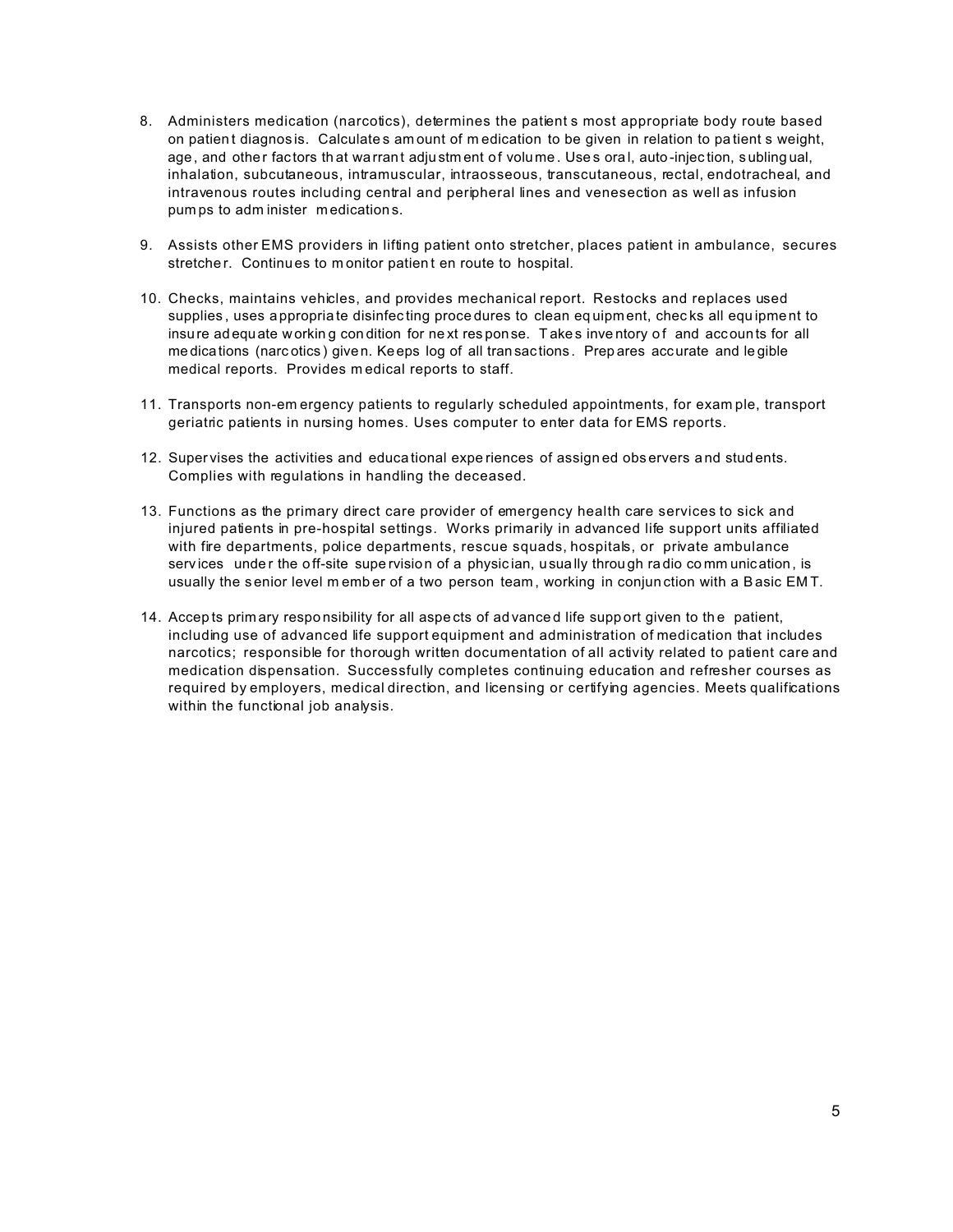8. Administers medication (narcotics), determines the patient s most appropriate body route based on patient diagnosis. Calculates amount of medication to be given in relation to patient s weight, age, and other factors that warrant adjustment of volume. Uses oral, auto-injection, sublingual, inhalation, subcutaneous, intramuscular, intraosseous, transcutaneous, rectal, endotracheal, and intravenous routes including central and peripheral lines and venesection as well as infusion pumps to administer medications.

9. Assists other EMS providers in lifting patient onto stretcher, places patient in ambulance, secures stretcher. Continues to monitor patient en route to hospital.

10. Checks, maintains vehicles, and provides mechanical report. Restocks and replaces used supplies, uses appropriate disinfecting procedures to clean equipment, checks all equipment to insure adequate working condition for next response. Takes inventory of and accounts for all medications (narcotics) given. Keeps log of all transactions. Prepares accurate and legible medical reports. Provides medical reports to staff.

11. Transports non-emergency patients to regularly scheduled appointments, for example, transport geriatric patients in nursing homes. Uses computer to enter data for EMS reports.

12. Supervises the activities and educational experiences of assigned observers and students. Complies with regulations in handling the deceased.

13. Functions as the primary direct care provider of emergency health care services to sick and injured patients in pre-hospital settings. Works primarily in advanced life support units affiliated with fire departments, police departments, rescue squads, hospitals, or private ambulance services under the off-site supervision of a physician, usually through radio communication, is usually the senior level member of a two person team, working in conjunction with a Basic EMT.

14. Accepts primary responsibility for all aspects of advanced life support given to the patient, including use of advanced life support equipment and administration of medication that includes narcotics; responsible for thorough written documentation of all activity related to patient care and medication dispensation. Successfully completes continuing education and refresher courses as required by employers, medical direction, and licensing or certifying agencies. Meets qualifications within the functional job analysis.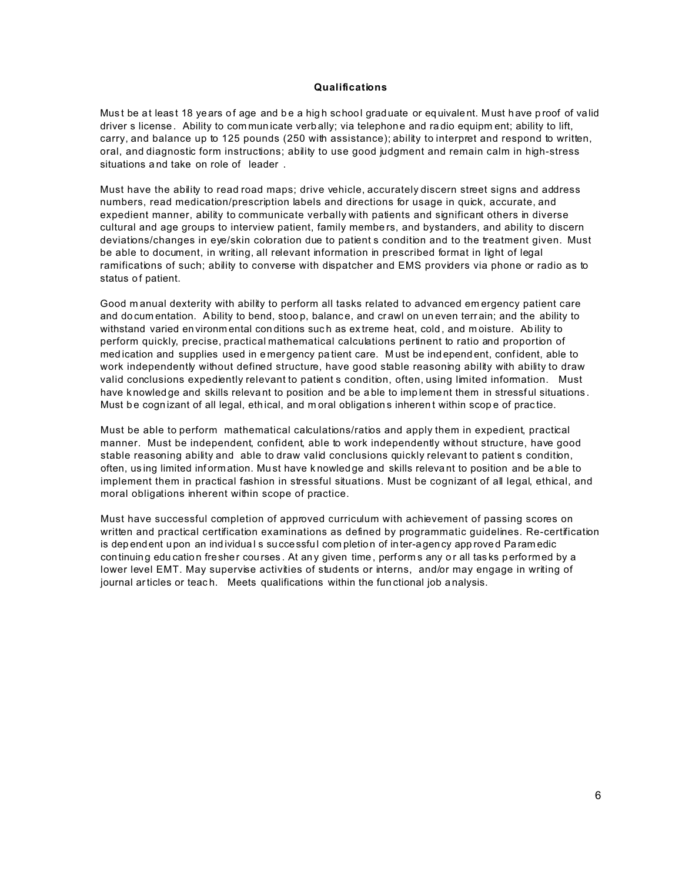**Qualifications**

Must be at least 18 years of age and be a high school graduate or equivalent. Must have proof of valid driver s license. Ability to communicate verbally; via telephone and radio equipment; ability to lift, carry, and balance up to 125 pounds (250 with assistance); ability to interpret and respond to written, oral, and diagnostic form instructions; ability to use good judgment and remain calm in high-stress situations and take on role of leader .

Must have the ability to read road maps; drive vehicle, accurately discern street signs and address numbers, read medication/prescription labels and directions for usage in quick, accurate, and expedient manner, ability to communicate verbally with patients and significant others in diverse cultural and age groups to interview patient, family members, and bystanders, and ability to discern deviations/changes in eye/skin coloration due to patient s condition and to the treatment given. Must be able to document, in writing, all relevant information in prescribed format in light of legal ramifications of such; ability to converse with dispatcher and EMS providers via phone or radio as to status of patient.

Good manual dexterity with ability to perform all tasks related to advanced emergency patient care and documentation. Ability to bend, stoop, balance, and crawl on uneven terrain; and the ability to withstand varied environmental conditions such as extreme heat, cold, and moisture. Ability to perform quickly, precise, practical mathematical calculations pertinent to ratio and proportion of medication and supplies used in emergency patient care. Must be independent, confident, able to work independently without defined structure, have good stable reasoning ability with ability to draw valid conclusions expediently relevant to patient s condition, often, using limited information. Must have knowledge and skills relevant to position and be able to implement them in stressful situations. Must be cognizant of all legal, ethical, and moral obligations inherent within scope of practice.

Must be able to perform mathematical calculations/ratios and apply them in expedient, practical manner. Must be independent, confident, able to work independently without structure, have good stable reasoning ability and able to draw valid conclusions quickly relevant to patient s condition, often, using limited information. Must have knowledge and skills relevant to position and be able to implement them in practical fashion in stressful situations. Must be cognizant of all legal, ethical, and moral obligations inherent within scope of practice.

Must have successful completion of approved curriculum with achievement of passing scores on written and practical certification examinations as defined by programmatic guidelines. Re-certification is dependent upon an individual s successful completion of inter-agency approved Paramedic continuing education fresher courses. At any given time, performs any or all tasks performed by a lower level EMT. May supervise activities of students or interns, and/or may engage in writing of journal articles or teach. Meets qualifications within the functional job analysis.